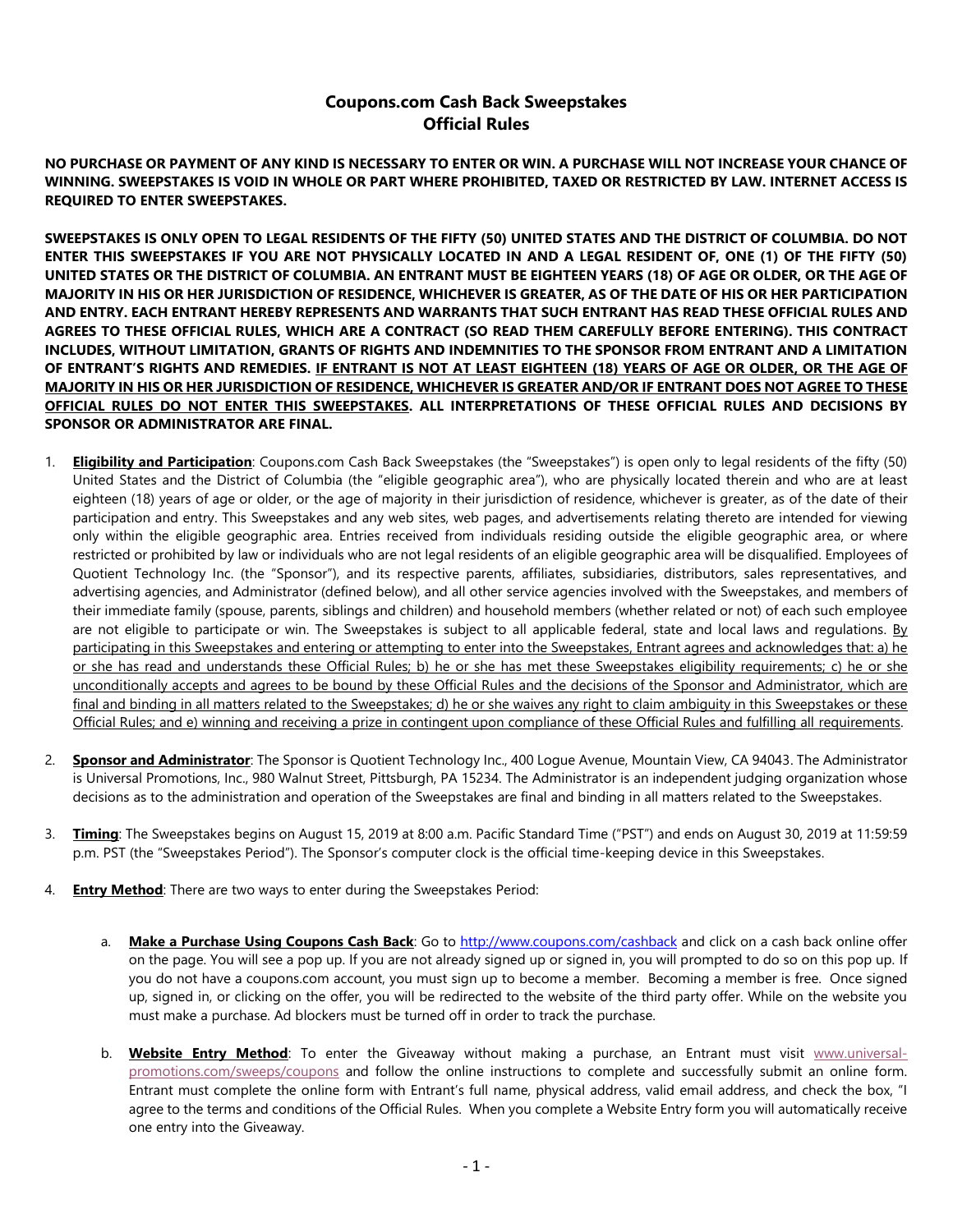# Coupons.com Cash Back Sweepstakes
## Official Rules

**NO PURCHASE OR PAYMENT OF ANY KIND IS NECESSARY TO ENTER OR WIN. A PURCHASE WILL NOT INCREASE YOUR CHANCE OF WINNING. SWEEPSTAKES IS VOID IN WHOLE OR PART WHERE PROHIBITED, TAXED OR RESTRICTED BY LAW. INTERNET ACCESS IS REQUIRED TO ENTER SWEEPSTAKES.**

**SWEEPSTAKES IS ONLY OPEN TO LEGAL RESIDENTS OF THE FIFTY (50) UNITED STATES AND THE DISTRICT OF COLUMBIA. DO NOT ENTER THIS SWEEPSTAKES IF YOU ARE NOT PHYSICALLY LOCATED IN AND A LEGAL RESIDENT OF, ONE (1) OF THE FIFTY (50) UNITED STATES OR THE DISTRICT OF COLUMBIA. AN ENTRANT MUST BE EIGHTEEN YEARS (18) OF AGE OR OLDER, OR THE AGE OF MAJORITY IN HIS OR HER JURISDICTION OF RESIDENCE, WHICHEVER IS GREATER, AS OF THE DATE OF HIS OR HER PARTICIPATION AND ENTRY. EACH ENTRANT HEREBY REPRESENTS AND WARRANTS THAT SUCH ENTRANT HAS READ THESE OFFICIAL RULES AND AGREES TO THESE OFFICIAL RULES, WHICH ARE A CONTRACT (SO READ THEM CAREFULLY BEFORE ENTERING). THIS CONTRACT INCLUDES, WITHOUT LIMITATION, GRANTS OF RIGHTS AND INDEMNITIES TO THE SPONSOR FROM ENTRANT AND A LIMITATION OF ENTRANT'S RIGHTS AND REMEDIES. <u>IF ENTRANT IS NOT AT LEAST EIGHTEEN (18) YEARS OF AGE OR OLDER, OR THE AGE OF MAJORITY IN HIS OR HER JURISDICTION OF RESIDENCE, WHICHEVER IS GREATER AND/OR IF ENTRANT DOES NOT AGREE TO THESE OFFICIAL RULES DO NOT ENTER THIS SWEEPSTAKES</u>. ALL INTERPRETATIONS OF THESE OFFICIAL RULES AND DECISIONS BY SPONSOR OR ADMINISTRATOR ARE FINAL.**

1. **<u>Eligibility and Participation</u>**: Coupons.com Cash Back Sweepstakes (the "Sweepstakes") is open only to legal residents of the fifty (50) United States and the District of Columbia (the "eligible geographic area"), who are physically located therein and who are at least eighteen (18) years of age or older, or the age of majority in their jurisdiction of residence, whichever is greater, as of the date of their participation and entry. This Sweepstakes and any web sites, web pages, and advertisements relating thereto are intended for viewing only within the eligible geographic area. Entries received from individuals residing outside the eligible geographic area, or where restricted or prohibited by law or individuals who are not legal residents of an eligible geographic area will be disqualified. Employees of Quotient Technology Inc. (the "Sponsor"), and its respective parents, affiliates, subsidiaries, distributors, sales representatives, and advertising agencies, and Administrator (defined below), and all other service agencies involved with the Sweepstakes, and members of their immediate family (spouse, parents, siblings and children) and household members (whether related or not) of each such employee are not eligible to participate or win. The Sweepstakes is subject to all applicable federal, state and local laws and regulations. <u>By participating in this Sweepstakes and entering or attempting to enter into the Sweepstakes, Entrant agrees and acknowledges that: a) he or she has read and understands these Official Rules; b) he or she has met these Sweepstakes eligibility requirements; c) he or she unconditionally accepts and agrees to be bound by these Official Rules and the decisions of the Sponsor and Administrator, which are final and binding in all matters related to the Sweepstakes; d) he or she waives any right to claim ambiguity in this Sweepstakes or these Official Rules; and e) winning and receiving a prize in contingent upon compliance of these Official Rules and fulfilling all requirements</u>.

2. **<u>Sponsor and Administrator</u>**: The Sponsor is Quotient Technology Inc., 400 Logue Avenue, Mountain View, CA 94043. The Administrator is Universal Promotions, Inc., 980 Walnut Street, Pittsburgh, PA 15234. The Administrator is an independent judging organization whose decisions as to the administration and operation of the Sweepstakes are final and binding in all matters related to the Sweepstakes.

3. **<u>Timing</u>**: The Sweepstakes begins on August 15, 2019 at 8:00 a.m. Pacific Standard Time ("PST") and ends on August 30, 2019 at 11:59:59 p.m. PST (the "Sweepstakes Period"). The Sponsor's computer clock is the official time-keeping device in this Sweepstakes.

4. **<u>Entry Method</u>**: There are two ways to enter during the Sweepstakes Period:

   a. **<u>Make a Purchase Using Coupons Cash Back</u>**: Go to http://www.coupons.com/cashback and click on a cash back online offer on the page. You will see a pop up. If you are not already signed up or signed in, you will prompted to do so on this pop up. If you do not have a coupons.com account, you must sign up to become a member. Becoming a member is free. Once signed up, signed in, or clicking on the offer, you will be redirected to the website of the third party offer. While on the website you must make a purchase. Ad blockers must be turned off in order to track the purchase.

   b. **<u>Website Entry Method</u>**: To enter the Giveaway without making a purchase, an Entrant must visit www.universal-promotions.com/sweeps/coupons and follow the online instructions to complete and successfully submit an online form. Entrant must complete the online form with Entrant's full name, physical address, valid email address, and check the box, "I agree to the terms and conditions of the Official Rules. When you complete a Website Entry form you will automatically receive one entry into the Giveaway.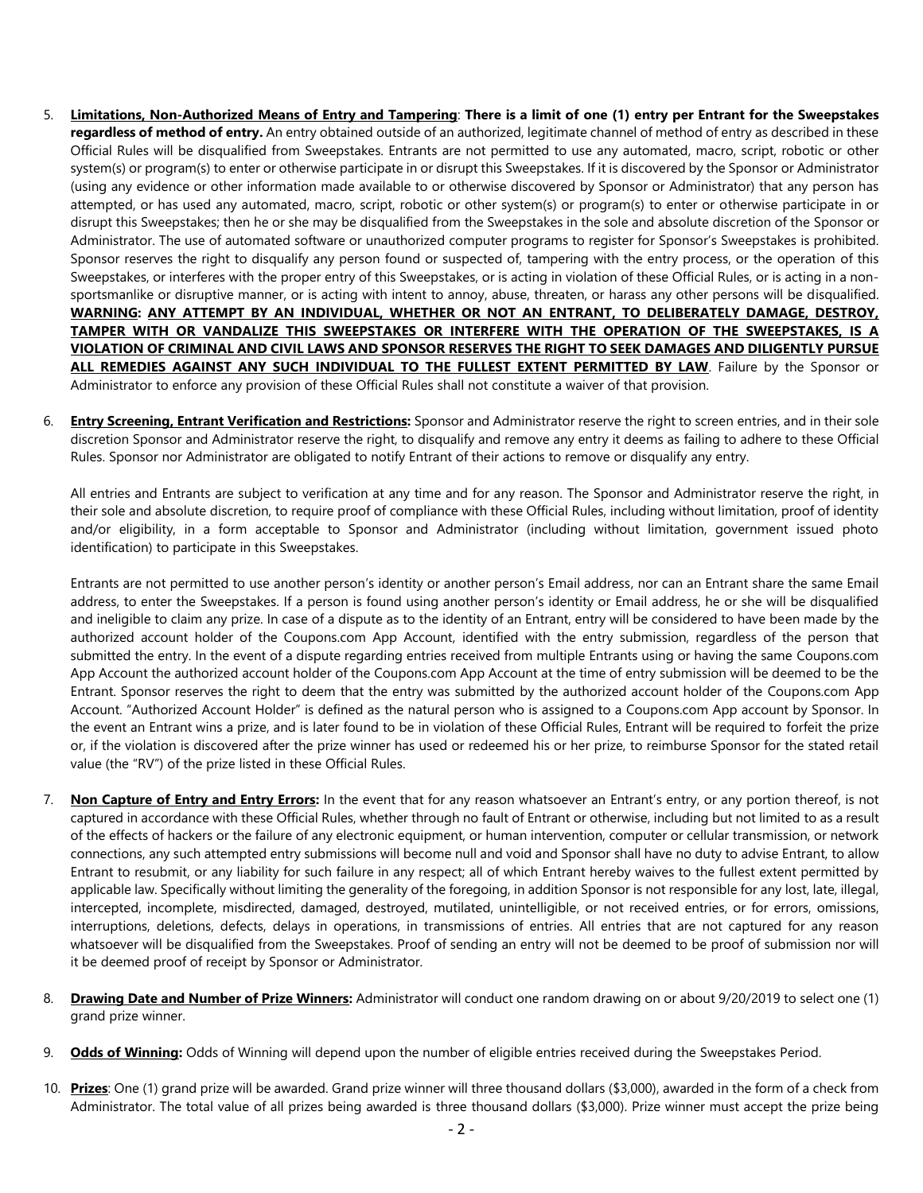5. **Limitations, Non-Authorized Means of Entry and Tampering**: **There is a limit of one (1) entry per Entrant for the Sweepstakes regardless of method of entry.** An entry obtained outside of an authorized, legitimate channel of method of entry as described in these Official Rules will be disqualified from Sweepstakes. Entrants are not permitted to use any automated, macro, script, robotic or other system(s) or program(s) to enter or otherwise participate in or disrupt this Sweepstakes. If it is discovered by the Sponsor or Administrator (using any evidence or other information made available to or otherwise discovered by Sponsor or Administrator) that any person has attempted, or has used any automated, macro, script, robotic or other system(s) or program(s) to enter or otherwise participate in or disrupt this Sweepstakes; then he or she may be disqualified from the Sweepstakes in the sole and absolute discretion of the Sponsor or Administrator. The use of automated software or unauthorized computer programs to register for Sponsor's Sweepstakes is prohibited. Sponsor reserves the right to disqualify any person found or suspected of, tampering with the entry process, or the operation of this Sweepstakes, or interferes with the proper entry of this Sweepstakes, or is acting in violation of these Official Rules, or is acting in a non-sportsmanlike or disruptive manner, or is acting with intent to annoy, abuse, threaten, or harass any other persons will be disqualified. **WARNING: ANY ATTEMPT BY AN INDIVIDUAL, WHETHER OR NOT AN ENTRANT, TO DELIBERATELY DAMAGE, DESTROY, TAMPER WITH OR VANDALIZE THIS SWEEPSTAKES OR INTERFERE WITH THE OPERATION OF THE SWEEPSTAKES, IS A VIOLATION OF CRIMINAL AND CIVIL LAWS AND SPONSOR RESERVES THE RIGHT TO SEEK DAMAGES AND DILIGENTLY PURSUE ALL REMEDIES AGAINST ANY SUCH INDIVIDUAL TO THE FULLEST EXTENT PERMITTED BY LAW**. Failure by the Sponsor or Administrator to enforce any provision of these Official Rules shall not constitute a waiver of that provision.

6. **Entry Screening, Entrant Verification and Restrictions:** Sponsor and Administrator reserve the right to screen entries, and in their sole discretion Sponsor and Administrator reserve the right, to disqualify and remove any entry it deems as failing to adhere to these Official Rules. Sponsor nor Administrator are obligated to notify Entrant of their actions to remove or disqualify any entry.

   All entries and Entrants are subject to verification at any time and for any reason. The Sponsor and Administrator reserve the right, in their sole and absolute discretion, to require proof of compliance with these Official Rules, including without limitation, proof of identity and/or eligibility, in a form acceptable to Sponsor and Administrator (including without limitation, government issued photo identification) to participate in this Sweepstakes.

   Entrants are not permitted to use another person's identity or another person's Email address, nor can an Entrant share the same Email address, to enter the Sweepstakes. If a person is found using another person's identity or Email address, he or she will be disqualified and ineligible to claim any prize. In case of a dispute as to the identity of an Entrant, entry will be considered to have been made by the authorized account holder of the Coupons.com App Account, identified with the entry submission, regardless of the person that submitted the entry. In the event of a dispute regarding entries received from multiple Entrants using or having the same Coupons.com App Account the authorized account holder of the Coupons.com App Account at the time of entry submission will be deemed to be the Entrant. Sponsor reserves the right to deem that the entry was submitted by the authorized account holder of the Coupons.com App Account. "Authorized Account Holder" is defined as the natural person who is assigned to a Coupons.com App account by Sponsor. In the event an Entrant wins a prize, and is later found to be in violation of these Official Rules, Entrant will be required to forfeit the prize or, if the violation is discovered after the prize winner has used or redeemed his or her prize, to reimburse Sponsor for the stated retail value (the "RV") of the prize listed in these Official Rules.

7. **Non Capture of Entry and Entry Errors:** In the event that for any reason whatsoever an Entrant's entry, or any portion thereof, is not captured in accordance with these Official Rules, whether through no fault of Entrant or otherwise, including but not limited to as a result of the effects of hackers or the failure of any electronic equipment, or human intervention, computer or cellular transmission, or network connections, any such attempted entry submissions will become null and void and Sponsor shall have no duty to advise Entrant, to allow Entrant to resubmit, or any liability for such failure in any respect; all of which Entrant hereby waives to the fullest extent permitted by applicable law. Specifically without limiting the generality of the foregoing, in addition Sponsor is not responsible for any lost, late, illegal, intercepted, incomplete, misdirected, damaged, destroyed, mutilated, unintelligible, or not received entries, or for errors, omissions, interruptions, deletions, defects, delays in operations, in transmissions of entries. All entries that are not captured for any reason whatsoever will be disqualified from the Sweepstakes. Proof of sending an entry will not be deemed to be proof of submission nor will it be deemed proof of receipt by Sponsor or Administrator.

8. **Drawing Date and Number of Prize Winners:** Administrator will conduct one random drawing on or about 9/20/2019 to select one (1) grand prize winner.

9. **Odds of Winning:** Odds of Winning will depend upon the number of eligible entries received during the Sweepstakes Period.

10. **Prizes**: One (1) grand prize will be awarded. Grand prize winner will three thousand dollars ($3,000), awarded in the form of a check from Administrator. The total value of all prizes being awarded is three thousand dollars ($3,000). Prize winner must accept the prize being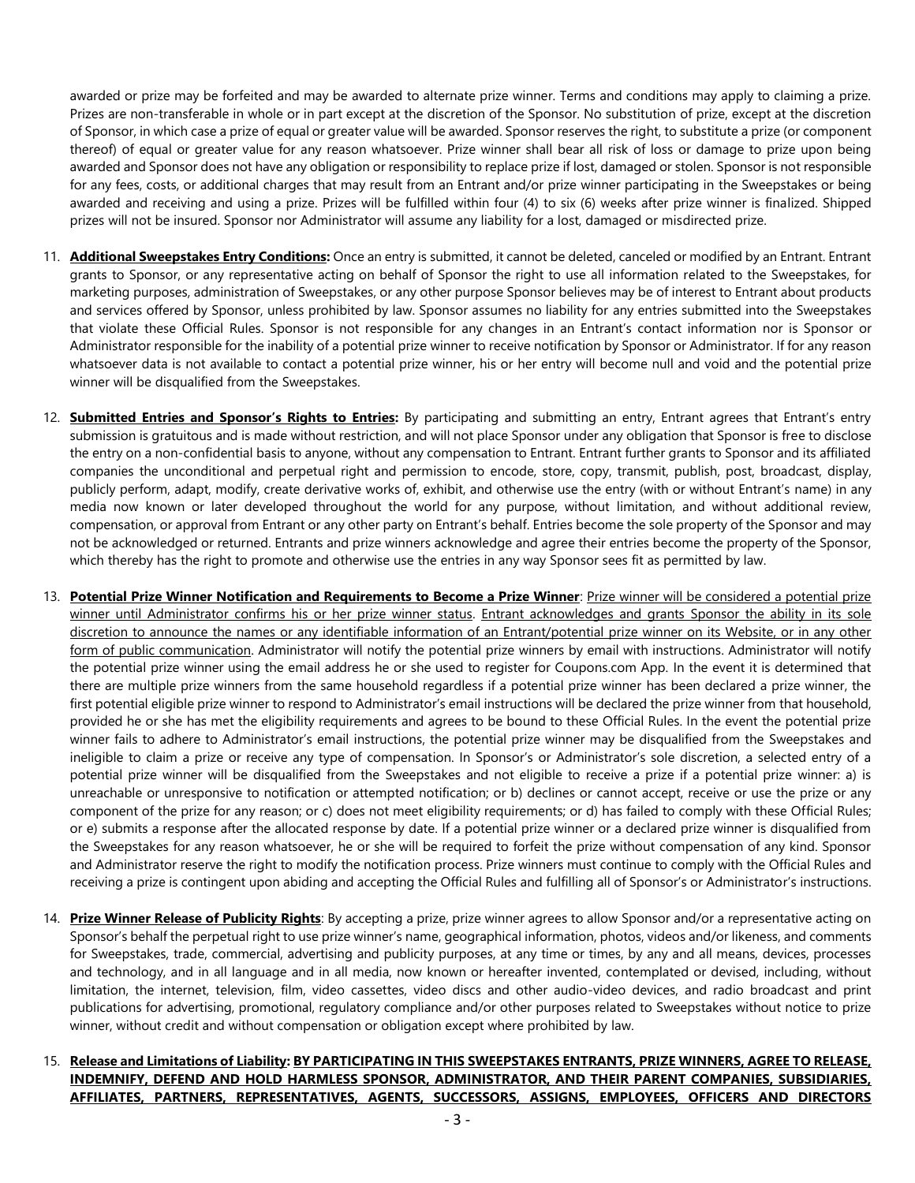awarded or prize may be forfeited and may be awarded to alternate prize winner. Terms and conditions may apply to claiming a prize. Prizes are non-transferable in whole or in part except at the discretion of the Sponsor. No substitution of prize, except at the discretion of Sponsor, in which case a prize of equal or greater value will be awarded. Sponsor reserves the right, to substitute a prize (or component thereof) of equal or greater value for any reason whatsoever. Prize winner shall bear all risk of loss or damage to prize upon being awarded and Sponsor does not have any obligation or responsibility to replace prize if lost, damaged or stolen. Sponsor is not responsible for any fees, costs, or additional charges that may result from an Entrant and/or prize winner participating in the Sweepstakes or being awarded and receiving and using a prize. Prizes will be fulfilled within four (4) to six (6) weeks after prize winner is finalized. Shipped prizes will not be insured. Sponsor nor Administrator will assume any liability for a lost, damaged or misdirected prize.

11. **Additional Sweepstakes Entry Conditions:** Once an entry is submitted, it cannot be deleted, canceled or modified by an Entrant. Entrant grants to Sponsor, or any representative acting on behalf of Sponsor the right to use all information related to the Sweepstakes, for marketing purposes, administration of Sweepstakes, or any other purpose Sponsor believes may be of interest to Entrant about products and services offered by Sponsor, unless prohibited by law. Sponsor assumes no liability for any entries submitted into the Sweepstakes that violate these Official Rules. Sponsor is not responsible for any changes in an Entrant's contact information nor is Sponsor or Administrator responsible for the inability of a potential prize winner to receive notification by Sponsor or Administrator. If for any reason whatsoever data is not available to contact a potential prize winner, his or her entry will become null and void and the potential prize winner will be disqualified from the Sweepstakes.

12. **Submitted Entries and Sponsor's Rights to Entries:** By participating and submitting an entry, Entrant agrees that Entrant's entry submission is gratuitous and is made without restriction, and will not place Sponsor under any obligation that Sponsor is free to disclose the entry on a non-confidential basis to anyone, without any compensation to Entrant. Entrant further grants to Sponsor and its affiliated companies the unconditional and perpetual right and permission to encode, store, copy, transmit, publish, post, broadcast, display, publicly perform, adapt, modify, create derivative works of, exhibit, and otherwise use the entry (with or without Entrant's name) in any media now known or later developed throughout the world for any purpose, without limitation, and without additional review, compensation, or approval from Entrant or any other party on Entrant's behalf. Entries become the sole property of the Sponsor and may not be acknowledged or returned. Entrants and prize winners acknowledge and agree their entries become the property of the Sponsor, which thereby has the right to promote and otherwise use the entries in any way Sponsor sees fit as permitted by law.

13. **Potential Prize Winner Notification and Requirements to Become a Prize Winner**: Prize winner will be considered a potential prize winner until Administrator confirms his or her prize winner status. Entrant acknowledges and grants Sponsor the ability in its sole discretion to announce the names or any identifiable information of an Entrant/potential prize winner on its Website, or in any other form of public communication. Administrator will notify the potential prize winners by email with instructions. Administrator will notify the potential prize winner using the email address he or she used to register for Coupons.com App. In the event it is determined that there are multiple prize winners from the same household regardless if a potential prize winner has been declared a prize winner, the first potential eligible prize winner to respond to Administrator's email instructions will be declared the prize winner from that household, provided he or she has met the eligibility requirements and agrees to be bound to these Official Rules. In the event the potential prize winner fails to adhere to Administrator's email instructions, the potential prize winner may be disqualified from the Sweepstakes and ineligible to claim a prize or receive any type of compensation. In Sponsor's or Administrator's sole discretion, a selected entry of a potential prize winner will be disqualified from the Sweepstakes and not eligible to receive a prize if a potential prize winner: a) is unreachable or unresponsive to notification or attempted notification; or b) declines or cannot accept, receive or use the prize or any component of the prize for any reason; or c) does not meet eligibility requirements; or d) has failed to comply with these Official Rules; or e) submits a response after the allocated response by date. If a potential prize winner or a declared prize winner is disqualified from the Sweepstakes for any reason whatsoever, he or she will be required to forfeit the prize without compensation of any kind. Sponsor and Administrator reserve the right to modify the notification process. Prize winners must continue to comply with the Official Rules and receiving a prize is contingent upon abiding and accepting the Official Rules and fulfilling all of Sponsor's or Administrator's instructions.

14. **Prize Winner Release of Publicity Rights**: By accepting a prize, prize winner agrees to allow Sponsor and/or a representative acting on Sponsor's behalf the perpetual right to use prize winner's name, geographical information, photos, videos and/or likeness, and comments for Sweepstakes, trade, commercial, advertising and publicity purposes, at any time or times, by any and all means, devices, processes and technology, and in all language and in all media, now known or hereafter invented, contemplated or devised, including, without limitation, the internet, television, film, video cassettes, video discs and other audio-video devices, and radio broadcast and print publications for advertising, promotional, regulatory compliance and/or other purposes related to Sweepstakes without notice to prize winner, without credit and without compensation or obligation except where prohibited by law.

15. **Release and Limitations of Liability: BY PARTICIPATING IN THIS SWEEPSTAKES ENTRANTS, PRIZE WINNERS, AGREE TO RELEASE, INDEMNIFY, DEFEND AND HOLD HARMLESS SPONSOR, ADMINISTRATOR, AND THEIR PARENT COMPANIES, SUBSIDIARIES, AFFILIATES, PARTNERS, REPRESENTATIVES, AGENTS, SUCCESSORS, ASSIGNS, EMPLOYEES, OFFICERS AND DIRECTORS**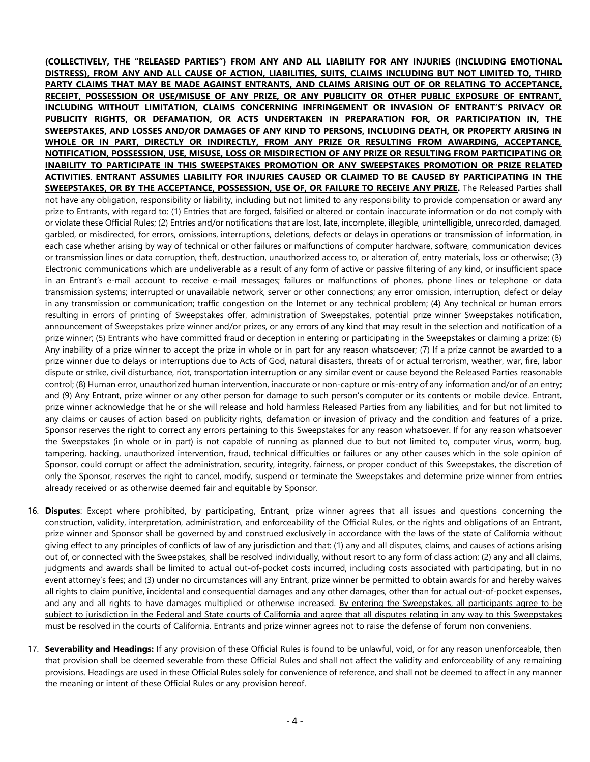**(COLLECTIVELY, THE "RELEASED PARTIES") FROM ANY AND ALL LIABILITY FOR ANY INJURIES (INCLUDING EMOTIONAL DISTRESS), FROM ANY AND ALL CAUSE OF ACTION, LIABILITIES, SUITS, CLAIMS INCLUDING BUT NOT LIMITED TO, THIRD PARTY CLAIMS THAT MAY BE MADE AGAINST ENTRANTS, AND CLAIMS ARISING OUT OF OR RELATING TO ACCEPTANCE, RECEIPT, POSSESSION OR USE/MISUSE OF ANY PRIZE, OR ANY PUBLICITY OR OTHER PUBLIC EXPOSURE OF ENTRANT, INCLUDING WITHOUT LIMITATION, CLAIMS CONCERNING INFRINGEMENT OR INVASION OF ENTRANT'S PRIVACY OR PUBLICITY RIGHTS, OR DEFAMATION, OR ACTS UNDERTAKEN IN PREPARATION FOR, OR PARTICIPATION IN, THE SWEEPSTAKES, AND LOSSES AND/OR DAMAGES OF ANY KIND TO PERSONS, INCLUDING DEATH, OR PROPERTY ARISING IN WHOLE OR IN PART, DIRECTLY OR INDIRECTLY, FROM ANY PRIZE OR RESULTING FROM AWARDING, ACCEPTANCE, NOTIFICATION, POSSESSION, USE, MISUSE, LOSS OR MISDIRECTION OF ANY PRIZE OR RESULTING FROM PARTICIPATING OR INABILITY TO PARTICIPATE IN THIS SWEEPSTAKES PROMOTION OR ANY SWEEPSTAKES PROMOTION OR PRIZE RELATED ACTIVITIES**. **ENTRANT ASSUMES LIABILITY FOR INJURIES CAUSED OR CLAIMED TO BE CAUSED BY PARTICIPATING IN THE SWEEPSTAKES, OR BY THE ACCEPTANCE, POSSESSION, USE OF, OR FAILURE TO RECEIVE ANY PRIZE.** The Released Parties shall not have any obligation, responsibility or liability, including but not limited to any responsibility to provide compensation or award any prize to Entrants, with regard to: (1) Entries that are forged, falsified or altered or contain inaccurate information or do not comply with or violate these Official Rules; (2) Entries and/or notifications that are lost, late, incomplete, illegible, unintelligible, unrecorded, damaged, garbled, or misdirected, for errors, omissions, interruptions, deletions, defects or delays in operations or transmission of information, in each case whether arising by way of technical or other failures or malfunctions of computer hardware, software, communication devices or transmission lines or data corruption, theft, destruction, unauthorized access to, or alteration of, entry materials, loss or otherwise; (3) Electronic communications which are undeliverable as a result of any form of active or passive filtering of any kind, or insufficient space in an Entrant's e-mail account to receive e-mail messages; failures or malfunctions of phones, phone lines or telephone or data transmission systems; interrupted or unavailable network, server or other connections; any error omission, interruption, defect or delay in any transmission or communication; traffic congestion on the Internet or any technical problem; (4) Any technical or human errors resulting in errors of printing of Sweepstakes offer, administration of Sweepstakes, potential prize winner Sweepstakes notification, announcement of Sweepstakes prize winner and/or prizes, or any errors of any kind that may result in the selection and notification of a prize winner; (5) Entrants who have committed fraud or deception in entering or participating in the Sweepstakes or claiming a prize; (6) Any inability of a prize winner to accept the prize in whole or in part for any reason whatsoever; (7) If a prize cannot be awarded to a prize winner due to delays or interruptions due to Acts of God, natural disasters, threats of or actual terrorism, weather, war, fire, labor dispute or strike, civil disturbance, riot, transportation interruption or any similar event or cause beyond the Released Parties reasonable control; (8) Human error, unauthorized human intervention, inaccurate or non-capture or mis-entry of any information and/or of an entry; and (9) Any Entrant, prize winner or any other person for damage to such person's computer or its contents or mobile device. Entrant, prize winner acknowledge that he or she will release and hold harmless Released Parties from any liabilities, and for but not limited to any claims or causes of action based on publicity rights, defamation or invasion of privacy and the condition and features of a prize. Sponsor reserves the right to correct any errors pertaining to this Sweepstakes for any reason whatsoever. If for any reason whatsoever the Sweepstakes (in whole or in part) is not capable of running as planned due to but not limited to, computer virus, worm, bug, tampering, hacking, unauthorized intervention, fraud, technical difficulties or failures or any other causes which in the sole opinion of Sponsor, could corrupt or affect the administration, security, integrity, fairness, or proper conduct of this Sweepstakes, the discretion of only the Sponsor, reserves the right to cancel, modify, suspend or terminate the Sweepstakes and determine prize winner from entries already received or as otherwise deemed fair and equitable by Sponsor.

16. **Disputes**: Except where prohibited, by participating, Entrant, prize winner agrees that all issues and questions concerning the construction, validity, interpretation, administration, and enforceability of the Official Rules, or the rights and obligations of an Entrant, prize winner and Sponsor shall be governed by and construed exclusively in accordance with the laws of the state of California without giving effect to any principles of conflicts of law of any jurisdiction and that: (1) any and all disputes, claims, and causes of actions arising out of, or connected with the Sweepstakes, shall be resolved individually, without resort to any form of class action; (2) any and all claims, judgments and awards shall be limited to actual out-of-pocket costs incurred, including costs associated with participating, but in no event attorney's fees; and (3) under no circumstances will any Entrant, prize winner be permitted to obtain awards for and hereby waives all rights to claim punitive, incidental and consequential damages and any other damages, other than for actual out-of-pocket expenses, and any and all rights to have damages multiplied or otherwise increased. By entering the Sweepstakes, all participants agree to be subject to jurisdiction in the Federal and State courts of California and agree that all disputes relating in any way to this Sweepstakes must be resolved in the courts of California. Entrants and prize winner agrees not to raise the defense of forum non conveniens.

17. **Severability and Headings:** If any provision of these Official Rules is found to be unlawful, void, or for any reason unenforceable, then that provision shall be deemed severable from these Official Rules and shall not affect the validity and enforceability of any remaining provisions. Headings are used in these Official Rules solely for convenience of reference, and shall not be deemed to affect in any manner the meaning or intent of these Official Rules or any provision hereof.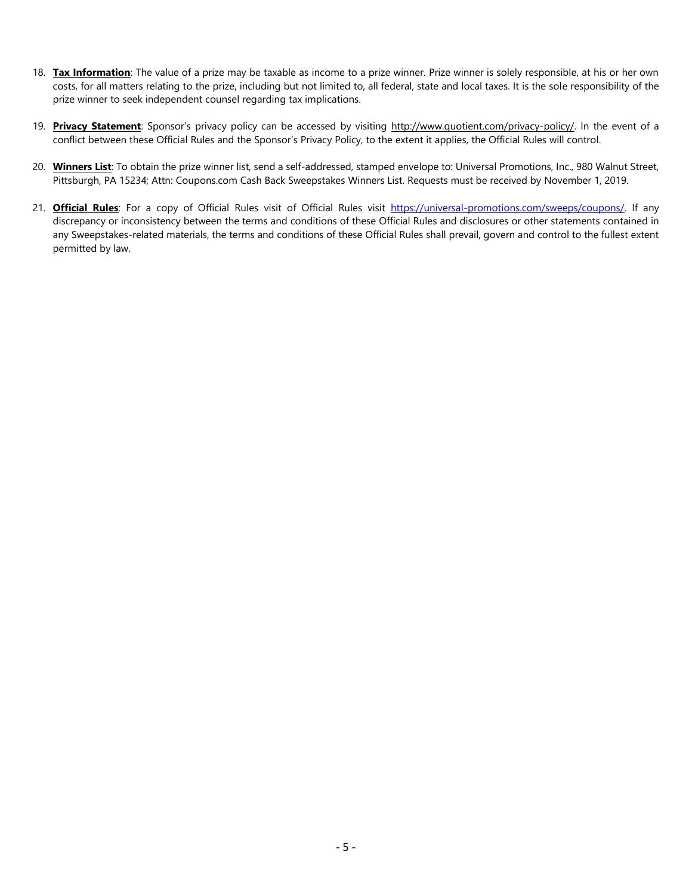18. **Tax Information**: The value of a prize may be taxable as income to a prize winner. Prize winner is solely responsible, at his or her own costs, for all matters relating to the prize, including but not limited to, all federal, state and local taxes. It is the sole responsibility of the prize winner to seek independent counsel regarding tax implications.

19. **Privacy Statement**: Sponsor's privacy policy can be accessed by visiting http://www.quotient.com/privacy-policy/. In the event of a conflict between these Official Rules and the Sponsor's Privacy Policy, to the extent it applies, the Official Rules will control.

20. **Winners List**: To obtain the prize winner list, send a self-addressed, stamped envelope to: Universal Promotions, Inc., 980 Walnut Street, Pittsburgh, PA 15234; Attn: Coupons.com Cash Back Sweepstakes Winners List. Requests must be received by November 1, 2019.

21. **Official Rules**: For a copy of Official Rules visit of Official Rules visit https://universal-promotions.com/sweeps/coupons/. If any discrepancy or inconsistency between the terms and conditions of these Official Rules and disclosures or other statements contained in any Sweepstakes-related materials, the terms and conditions of these Official Rules shall prevail, govern and control to the fullest extent permitted by law.